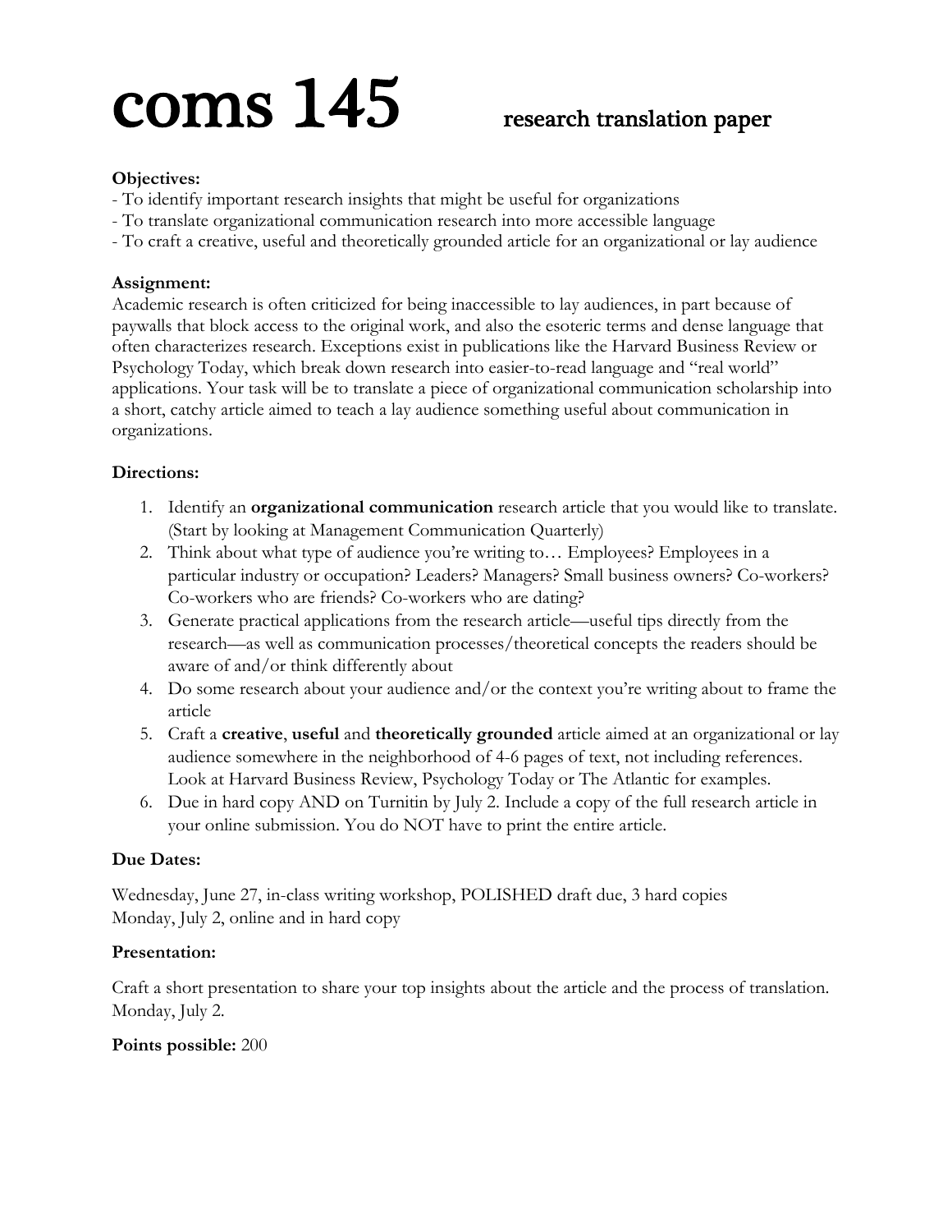# coms 145 research translation paper

**Objectives:**

- To identify important research insights that might be useful for organizations
- To translate organizational communication research into more accessible language
- To craft a creative, useful and theoretically grounded article for an organizational or lay audience

**Assignment:**

Academic research is often criticized for being inaccessible to lay audiences, in part because of paywalls that block access to the original work, and also the esoteric terms and dense language that often characterizes research. Exceptions exist in publications like the Harvard Business Review or Psychology Today, which break down research into easier-to-read language and "real world" applications. Your task will be to translate a piece of organizational communication scholarship into a short, catchy article aimed to teach a lay audience something useful about communication in organizations.

**Directions:**

1. Identify an **organizational communication** research article that you would like to translate. (Start by looking at Management Communication Quarterly)
2. Think about what type of audience you're writing to… Employees? Employees in a particular industry or occupation? Leaders? Managers? Small business owners? Co-workers? Co-workers who are friends? Co-workers who are dating?
3. Generate practical applications from the research article—useful tips directly from the research—as well as communication processes/theoretical concepts the readers should be aware of and/or think differently about
4. Do some research about your audience and/or the context you're writing about to frame the article
5. Craft a **creative**, **useful** and **theoretically grounded** article aimed at an organizational or lay audience somewhere in the neighborhood of 4-6 pages of text, not including references. Look at Harvard Business Review, Psychology Today or The Atlantic for examples.
6. Due in hard copy AND on Turnitin by July 2. Include a copy of the full research article in your online submission. You do NOT have to print the entire article.

**Due Dates:**

Wednesday, June 27, in-class writing workshop, POLISHED draft due, 3 hard copies
Monday, July 2, online and in hard copy

**Presentation:**

Craft a short presentation to share your top insights about the article and the process of translation. Monday, July 2.

**Points possible:** 200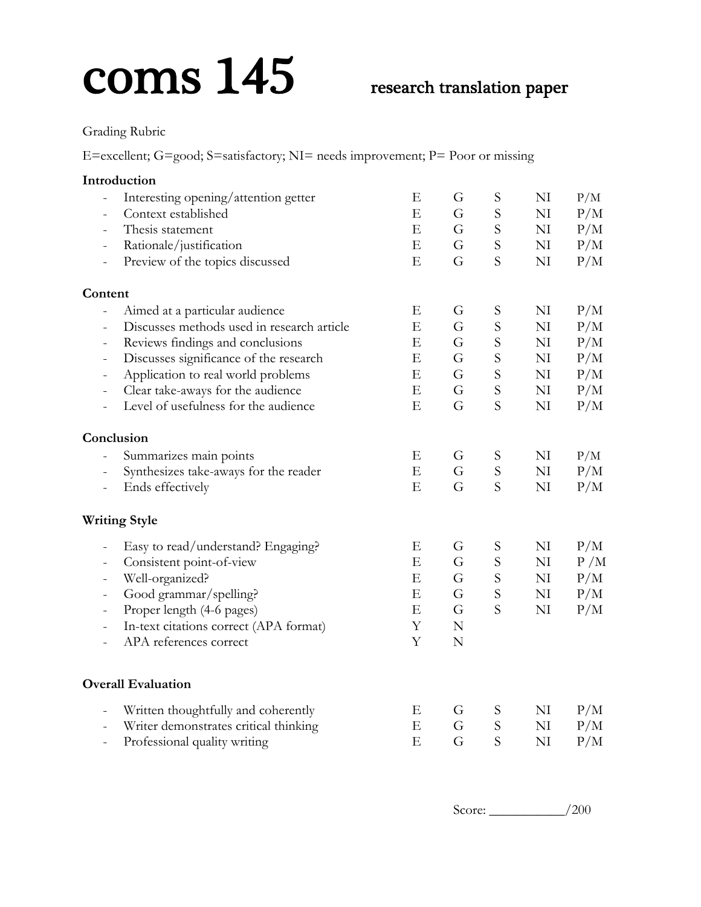# coms 145 research translation paper

Grading Rubric

E=excellent; G=good; S=satisfactory; NI= needs improvement; P= Poor or missing

| | | | | | |
|---|---|---|---|---|---|
| **Introduction** | | | | | |
| - Interesting opening/attention getter | E | G | S | NI | P/M |
| - Context established | E | G | S | NI | P/M |
| - Thesis statement | E | G | S | NI | P/M |
| - Rationale/justification | E | G | S | NI | P/M |
| - Preview of the topics discussed | E | G | S | NI | P/M |
| **Content** | | | | | |
| - Aimed at a particular audience | E | G | S | NI | P/M |
| - Discusses methods used in research article | E | G | S | NI | P/M |
| - Reviews findings and conclusions | E | G | S | NI | P/M |
| - Discusses significance of the research | E | G | S | NI | P/M |
| - Application to real world problems | E | G | S | NI | P/M |
| - Clear take-aways for the audience | E | G | S | NI | P/M |
| - Level of usefulness for the audience | E | G | S | NI | P/M |
| **Conclusion** | | | | | |
| - Summarizes main points | E | G | S | NI | P/M |
| - Synthesizes take-aways for the reader | E | G | S | NI | P/M |
| - Ends effectively | E | G | S | NI | P/M |
| **Writing Style** | | | | | |
| - Easy to read/understand? Engaging? | E | G | S | NI | P/M |
| - Consistent point-of-view | E | G | S | NI | P /M |
| - Well-organized? | E | G | S | NI | P/M |
| - Good grammar/spelling? | E | G | S | NI | P/M |
| - Proper length (4-6 pages) | E | G | S | NI | P/M |
| - In-text citations correct (APA format) | Y | N | | | |
| - APA references correct | Y | N | | | |
| **Overall Evaluation** | | | | | |
| - Written thoughtfully and coherently | E | G | S | NI | P/M |
| - Writer demonstrates critical thinking | E | G | S | NI | P/M |
| - Professional quality writing | E | G | S | NI | P/M |

Score: ___________/200